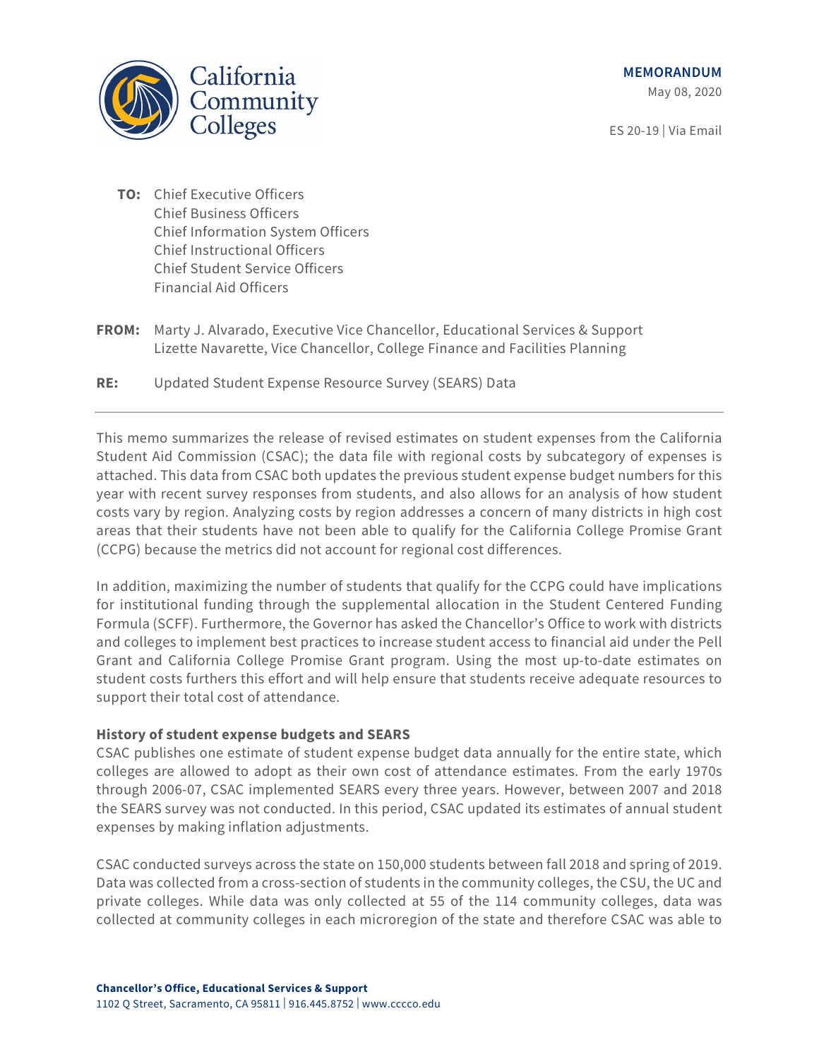California Community Colleges

**MEMORANDUM**

May 08, 2020

ES 20-19 | Via Email

**TO:** Chief Executive Officers
Chief Business Officers
Chief Information System Officers
Chief Instructional Officers
Chief Student Service Officers
Financial Aid Officers

**FROM:** Marty J. Alvarado, Executive Vice Chancellor, Educational Services & Support
Lizette Navarette, Vice Chancellor, College Finance and Facilities Planning

**RE:** Updated Student Expense Resource Survey (SEARS) Data

---

This memo summarizes the release of revised estimates on student expenses from the California Student Aid Commission (CSAC); the data file with regional costs by subcategory of expenses is attached. This data from CSAC both updates the previous student expense budget numbers for this year with recent survey responses from students, and also allows for an analysis of how student costs vary by region. Analyzing costs by region addresses a concern of many districts in high cost areas that their students have not been able to qualify for the California College Promise Grant (CCPG) because the metrics did not account for regional cost differences.

In addition, maximizing the number of students that qualify for the CCPG could have implications for institutional funding through the supplemental allocation in the Student Centered Funding Formula (SCFF). Furthermore, the Governor has asked the Chancellor's Office to work with districts and colleges to implement best practices to increase student access to financial aid under the Pell Grant and California College Promise Grant program. Using the most up-to-date estimates on student costs furthers this effort and will help ensure that students receive adequate resources to support their total cost of attendance.

**History of student expense budgets and SEARS**

CSAC publishes one estimate of student expense budget data annually for the entire state, which colleges are allowed to adopt as their own cost of attendance estimates. From the early 1970s through 2006-07, CSAC implemented SEARS every three years. However, between 2007 and 2018 the SEARS survey was not conducted. In this period, CSAC updated its estimates of annual student expenses by making inflation adjustments.

CSAC conducted surveys across the state on 150,000 students between fall 2018 and spring of 2019. Data was collected from a cross-section of students in the community colleges, the CSU, the UC and private colleges. While data was only collected at 55 of the 114 community colleges, data was collected at community colleges in each microregion of the state and therefore CSAC was able to

**Chancellor's Office, Educational Services & Support**
1102 Q Street, Sacramento, CA 95811 | 916.445.8752 | www.cccco.edu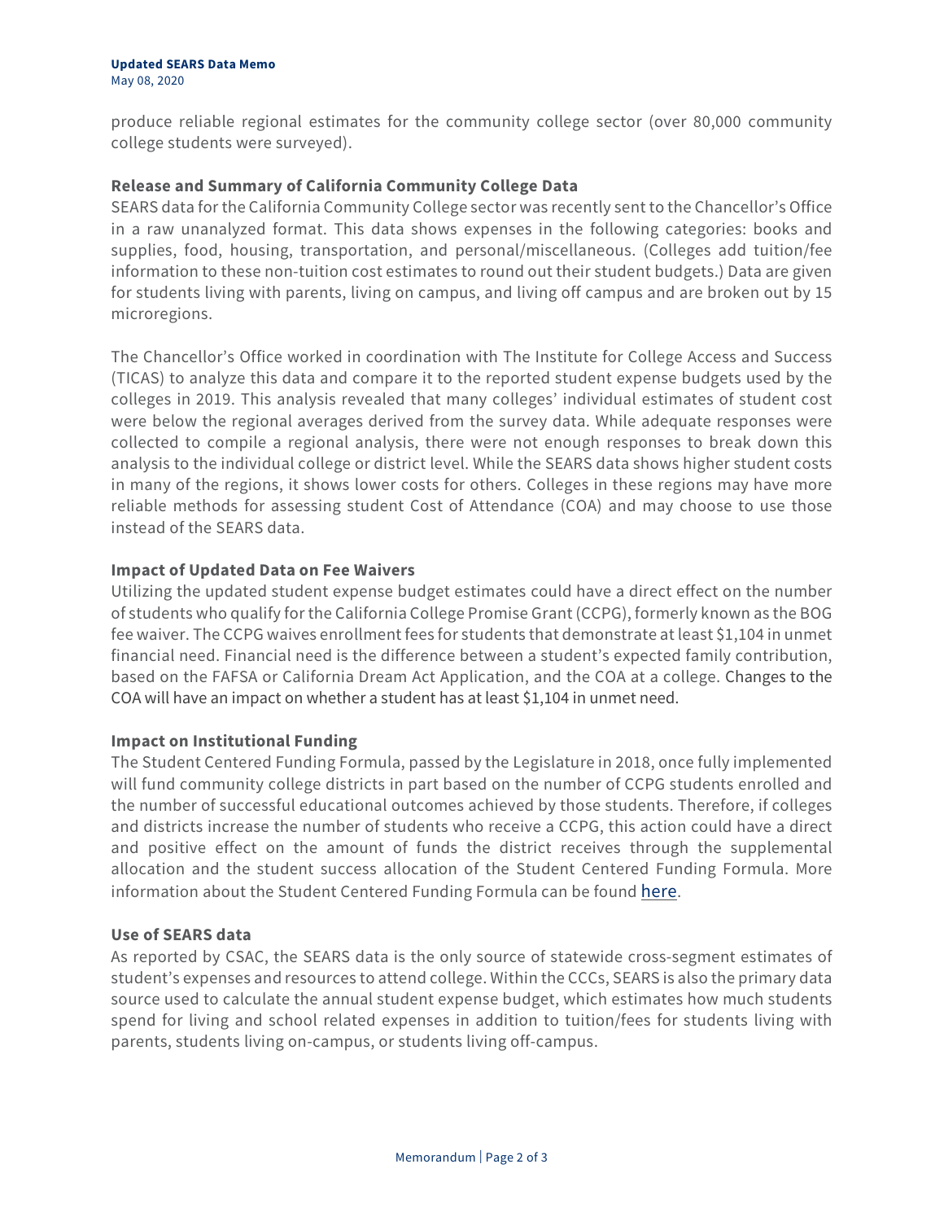produce reliable regional estimates for the community college sector (over 80,000 community college students were surveyed).

**Release and Summary of California Community College Data**

SEARS data for the California Community College sector was recently sent to the Chancellor's Office in a raw unanalyzed format. This data shows expenses in the following categories: books and supplies, food, housing, transportation, and personal/miscellaneous. (Colleges add tuition/fee information to these non-tuition cost estimates to round out their student budgets.) Data are given for students living with parents, living on campus, and living off campus and are broken out by 15 microregions.

The Chancellor's Office worked in coordination with The Institute for College Access and Success (TICAS) to analyze this data and compare it to the reported student expense budgets used by the colleges in 2019. This analysis revealed that many colleges' individual estimates of student cost were below the regional averages derived from the survey data. While adequate responses were collected to compile a regional analysis, there were not enough responses to break down this analysis to the individual college or district level. While the SEARS data shows higher student costs in many of the regions, it shows lower costs for others. Colleges in these regions may have more reliable methods for assessing student Cost of Attendance (COA) and may choose to use those instead of the SEARS data.

**Impact of Updated Data on Fee Waivers**

Utilizing the updated student expense budget estimates could have a direct effect on the number of students who qualify for the California College Promise Grant (CCPG), formerly known as the BOG fee waiver. The CCPG waives enrollment fees for students that demonstrate at least $1,104 in unmet financial need. Financial need is the difference between a student's expected family contribution, based on the FAFSA or California Dream Act Application, and the COA at a college. Changes to the COA will have an impact on whether a student has at least $1,104 in unmet need.

**Impact on Institutional Funding**

The Student Centered Funding Formula, passed by the Legislature in 2018, once fully implemented will fund community college districts in part based on the number of CCPG students enrolled and the number of successful educational outcomes achieved by those students. Therefore, if colleges and districts increase the number of students who receive a CCPG, this action could have a direct and positive effect on the amount of funds the district receives through the supplemental allocation and the student success allocation of the Student Centered Funding Formula. More information about the Student Centered Funding Formula can be found here.

**Use of SEARS data**

As reported by CSAC, the SEARS data is the only source of statewide cross-segment estimates of student's expenses and resources to attend college. Within the CCCs, SEARS is also the primary data source used to calculate the annual student expense budget, which estimates how much students spend for living and school related expenses in addition to tuition/fees for students living with parents, students living on-campus, or students living off-campus.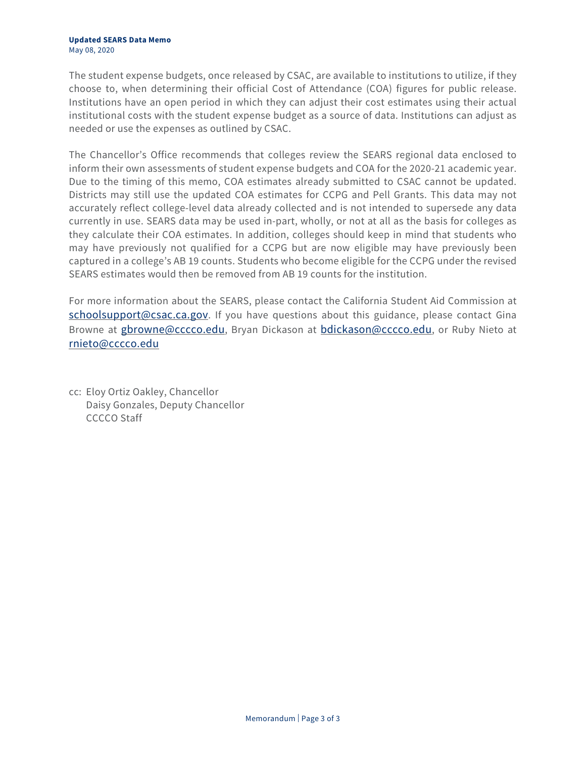The student expense budgets, once released by CSAC, are available to institutions to utilize, if they choose to, when determining their official Cost of Attendance (COA) figures for public release. Institutions have an open period in which they can adjust their cost estimates using their actual institutional costs with the student expense budget as a source of data. Institutions can adjust as needed or use the expenses as outlined by CSAC.

The Chancellor's Office recommends that colleges review the SEARS regional data enclosed to inform their own assessments of student expense budgets and COA for the 2020-21 academic year. Due to the timing of this memo, COA estimates already submitted to CSAC cannot be updated. Districts may still use the updated COA estimates for CCPG and Pell Grants. This data may not accurately reflect college-level data already collected and is not intended to supersede any data currently in use. SEARS data may be used in-part, wholly, or not at all as the basis for colleges as they calculate their COA estimates. In addition, colleges should keep in mind that students who may have previously not qualified for a CCPG but are now eligible may have previously been captured in a college's AB 19 counts. Students who become eligible for the CCPG under the revised SEARS estimates would then be removed from AB 19 counts for the institution.

For more information about the SEARS, please contact the California Student Aid Commission at schoolsupport@csac.ca.gov. If you have questions about this guidance, please contact Gina Browne at gbrowne@cccco.edu, Bryan Dickason at bdickason@cccco.edu, or Ruby Nieto at rnieto@cccco.edu

cc: Eloy Ortiz Oakley, Chancellor
Daisy Gonzales, Deputy Chancellor
CCCCO Staff